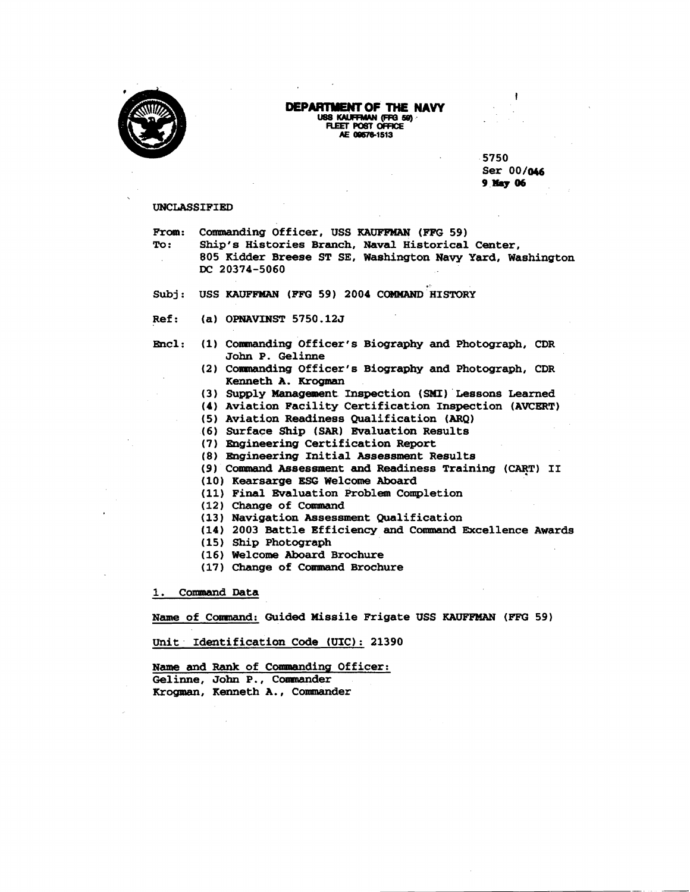**DEPARTMENT OF THE NAVY**
USS KAUFFMAN (FFG 59)
FLEET POST OFFICE
AE 09576-1513

5750
Ser 00/046
9 May 06

UNCLASSIFIED

From: Commanding Officer, USS KAUFFMAN (FFG 59)
To: Ship's Histories Branch, Naval Historical Center, 805 Kidder Breese ST SE, Washington Navy Yard, Washington DC 20374-5060

Subj: USS KAUFFMAN (FFG 59) 2004 COMMAND HISTORY

Ref: (a) OPNAVINST 5750.12J

Encl: (1) Commanding Officer's Biography and Photograph, CDR John P. Gelinne
(2) Commanding Officer's Biography and Photograph, CDR Kenneth A. Krogman
(3) Supply Management Inspection (SMI) Lessons Learned
(4) Aviation Facility Certification Inspection (AVCERT)
(5) Aviation Readiness Qualification (ARQ)
(6) Surface Ship (SAR) Evaluation Results
(7) Engineering Certification Report
(8) Engineering Initial Assessment Results
(9) Command Assessment and Readiness Training (CART) II
(10) Kearsarge ESG Welcome Aboard
(11) Final Evaluation Problem Completion
(12) Change of Command
(13) Navigation Assessment Qualification
(14) 2003 Battle Efficiency and Command Excellence Awards
(15) Ship Photograph
(16) Welcome Aboard Brochure
(17) Change of Command Brochure

1. Command Data

Name of Command: Guided Missile Frigate USS KAUFFMAN (FFG 59)

Unit Identification Code (UIC): 21390

Name and Rank of Commanding Officer:
Gelinne, John P., Commander
Krogman, Kenneth A., Commander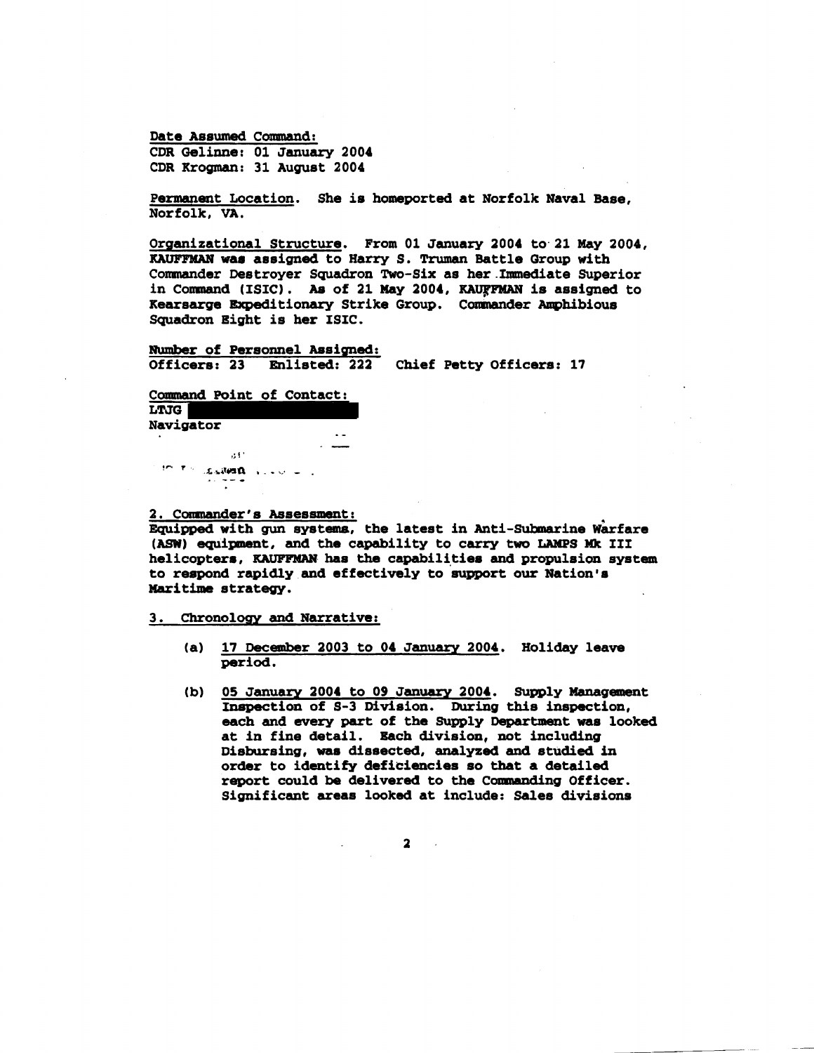Date Assumed Command:
CDR Gelinne: 01 January 2004
CDR Krogman: 31 August 2004

Permanent Location. She is homeported at Norfolk Naval Base, Norfolk, VA.

Organizational Structure. From 01 January 2004 to 21 May 2004, KAUFFMAN was assigned to Harry S. Truman Battle Group with Commander Destroyer Squadron Two-Six as her Immediate Superior in Command (ISIC). As of 21 May 2004, KAUFFMAN is assigned to Kearsarge Expeditionary Strike Group. Commander Amphibious Squadron Eight is her ISIC.

Number of Personnel Assigned:
Officers: 23 Enlisted: 222 Chief Petty Officers: 17

Command Point of Contact:
LTJG
Navigator

2. Commander's Assessment:
Equipped with gun systems, the latest in Anti-Submarine Warfare (ASW) equipment, and the capability to carry two LAMPS Mk III helicopters, KAUFFMAN has the capabilities and propulsion system to respond rapidly and effectively to support our Nation's Maritime strategy.

3. Chronology and Narrative:

(a) 17 December 2003 to 04 January 2004. Holiday leave period.

(b) 05 January 2004 to 09 January 2004. Supply Management Inspection of S-3 Division. During this inspection, each and every part of the Supply Department was looked at in fine detail. Each division, not including Disbursing, was dissected, analyzed and studied in order to identify deficiencies so that a detailed report could be delivered to the Commanding Officer. Significant areas looked at include: Sales divisions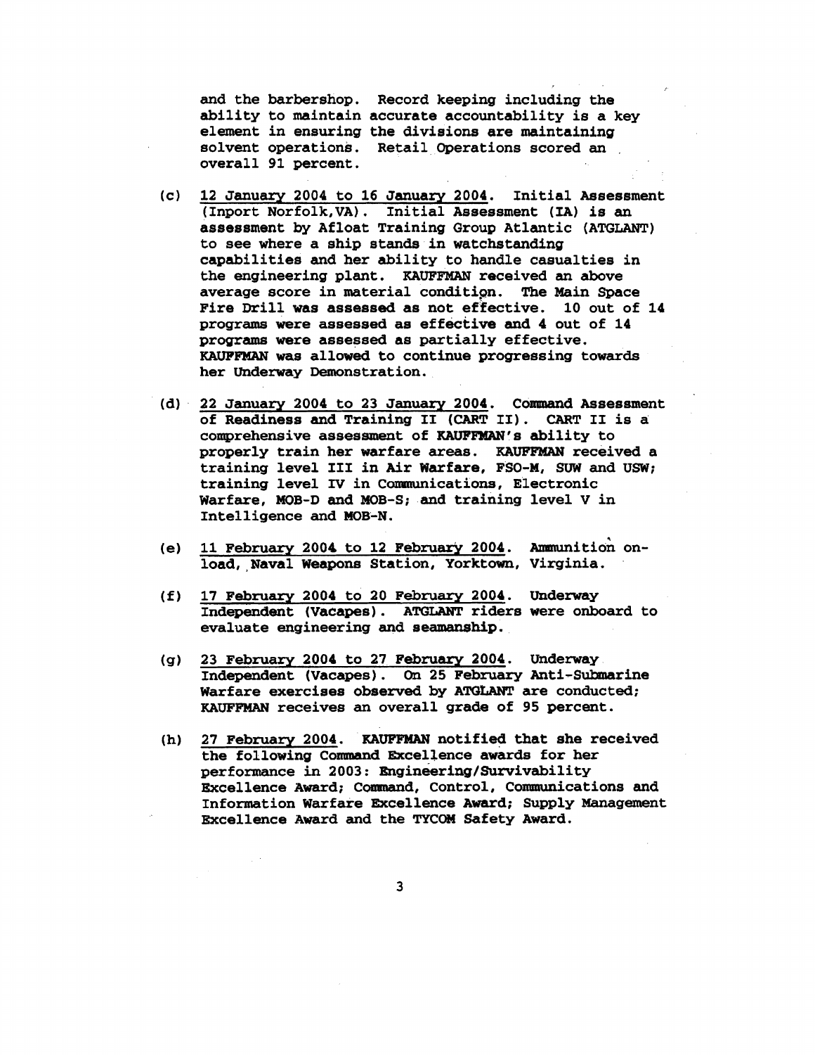and the barbershop. Record keeping including the ability to maintain accurate accountability is a key element in ensuring the divisions are maintaining solvent operations. Retail Operations scored an overall 91 percent.

(c) <u>12 January 2004 to 16 January 2004</u>. Initial Assessment (Inport Norfolk,VA). Initial Assessment (IA) is an assessment by Afloat Training Group Atlantic (ATGLANT) to see where a ship stands in watchstanding capabilities and her ability to handle casualties in the engineering plant. KAUFFMAN received an above average score in material condition. The Main Space Fire Drill was assessed as not effective. 10 out of 14 programs were assessed as effective and 4 out of 14 programs were assessed as partially effective. KAUFFMAN was allowed to continue progressing towards her Underway Demonstration.

(d) <u>22 January 2004 to 23 January 2004</u>. Command Assessment of Readiness and Training II (CART II). CART II is a comprehensive assessment of KAUFFMAN's ability to properly train her warfare areas. KAUFFMAN received a training level III in Air Warfare, FSO-M, SUW and USW; training level IV in Communications, Electronic Warfare, MOB-D and MOB-S; and training level V in Intelligence and MOB-N.

(e) <u>11 February 2004 to 12 February 2004</u>. Ammunition on-load, Naval Weapons Station, Yorktown, Virginia.

(f) <u>17 February 2004 to 20 February 2004</u>. Underway Independent (Vacapes). ATGLANT riders were onboard to evaluate engineering and seamanship.

(g) <u>23 February 2004 to 27 February 2004</u>. Underway Independent (Vacapes). On 25 February Anti-Submarine Warfare exercises observed by ATGLANT are conducted; KAUFFMAN receives an overall grade of 95 percent.

(h) <u>27 February 2004</u>. KAUFFMAN notified that she received the following Command Excellence awards for her performance in 2003: Engineering/Survivability Excellence Award; Command, Control, Communications and Information Warfare Excellence Award; Supply Management Excellence Award and the TYCOM Safety Award.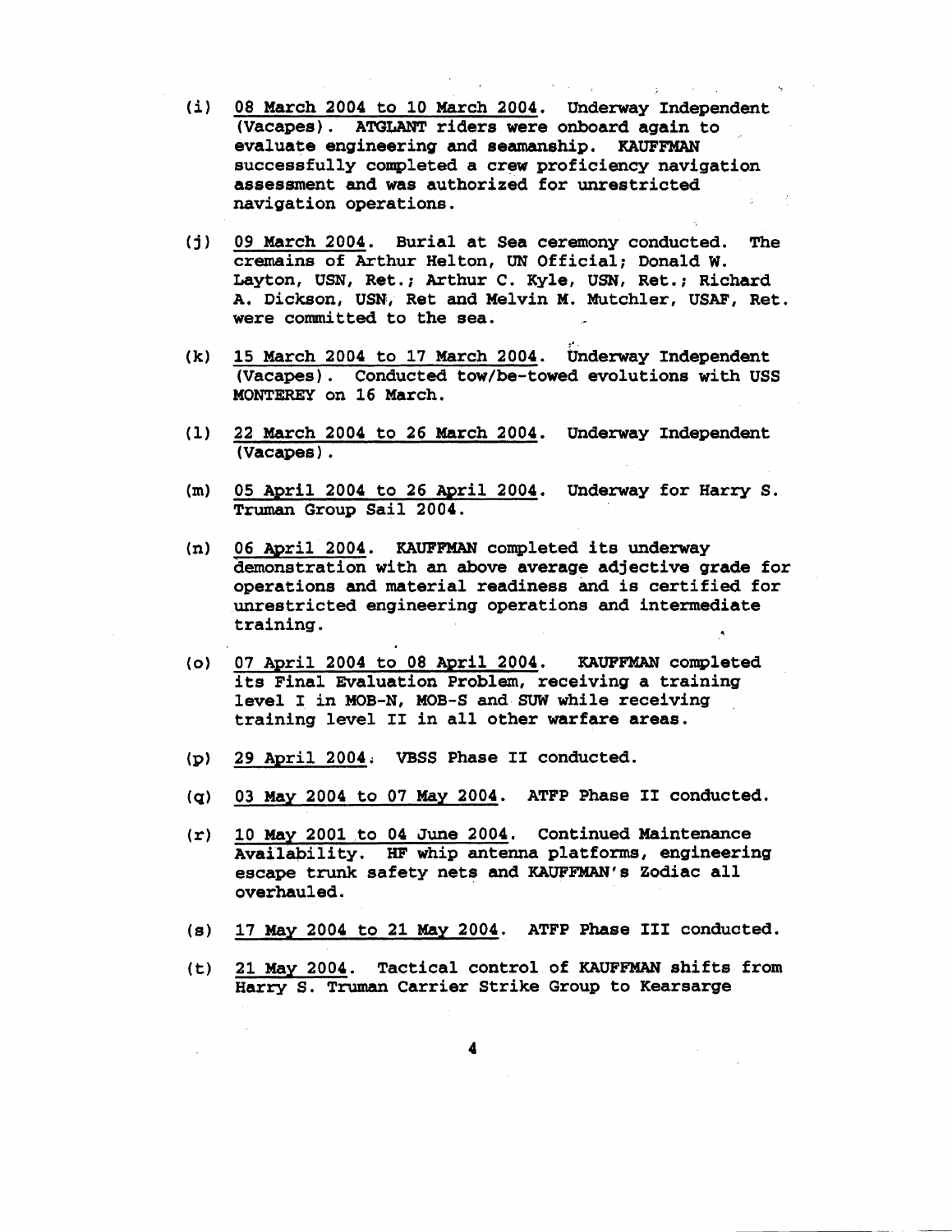(i) 08 March 2004 to 10 March 2004. Underway Independent (Vacapes). ATGLANT riders were onboard again to evaluate engineering and seamanship. KAUFFMAN successfully completed a crew proficiency navigation assessment and was authorized for unrestricted navigation operations.

(j) 09 March 2004. Burial at Sea ceremony conducted. The cremains of Arthur Helton, UN Official; Donald W. Layton, USN, Ret.; Arthur C. Kyle, USN, Ret.; Richard A. Dickson, USN, Ret and Melvin M. Mutchler, USAF, Ret. were committed to the sea.

(k) 15 March 2004 to 17 March 2004. Underway Independent (Vacapes). Conducted tow/be-towed evolutions with USS MONTEREY on 16 March.

(l) 22 March 2004 to 26 March 2004. Underway Independent (Vacapes).

(m) 05 April 2004 to 26 April 2004. Underway for Harry S. Truman Group Sail 2004.

(n) 06 April 2004. KAUFFMAN completed its underway demonstration with an above average adjective grade for operations and material readiness and is certified for unrestricted engineering operations and intermediate training.

(o) 07 April 2004 to 08 April 2004. KAUFFMAN completed its Final Evaluation Problem, receiving a training level I in MOB-N, MOB-S and SUW while receiving training level II in all other warfare areas.

(p) 29 April 2004. VBSS Phase II conducted.

(q) 03 May 2004 to 07 May 2004. ATFP Phase II conducted.

(r) 10 May 2001 to 04 June 2004. Continued Maintenance Availability. HF whip antenna platforms, engineering escape trunk safety nets and KAUFFMAN's Zodiac all overhauled.

(s) 17 May 2004 to 21 May 2004. ATFP Phase III conducted.

(t) 21 May 2004. Tactical control of KAUFFMAN shifts from Harry S. Truman Carrier Strike Group to Kearsarge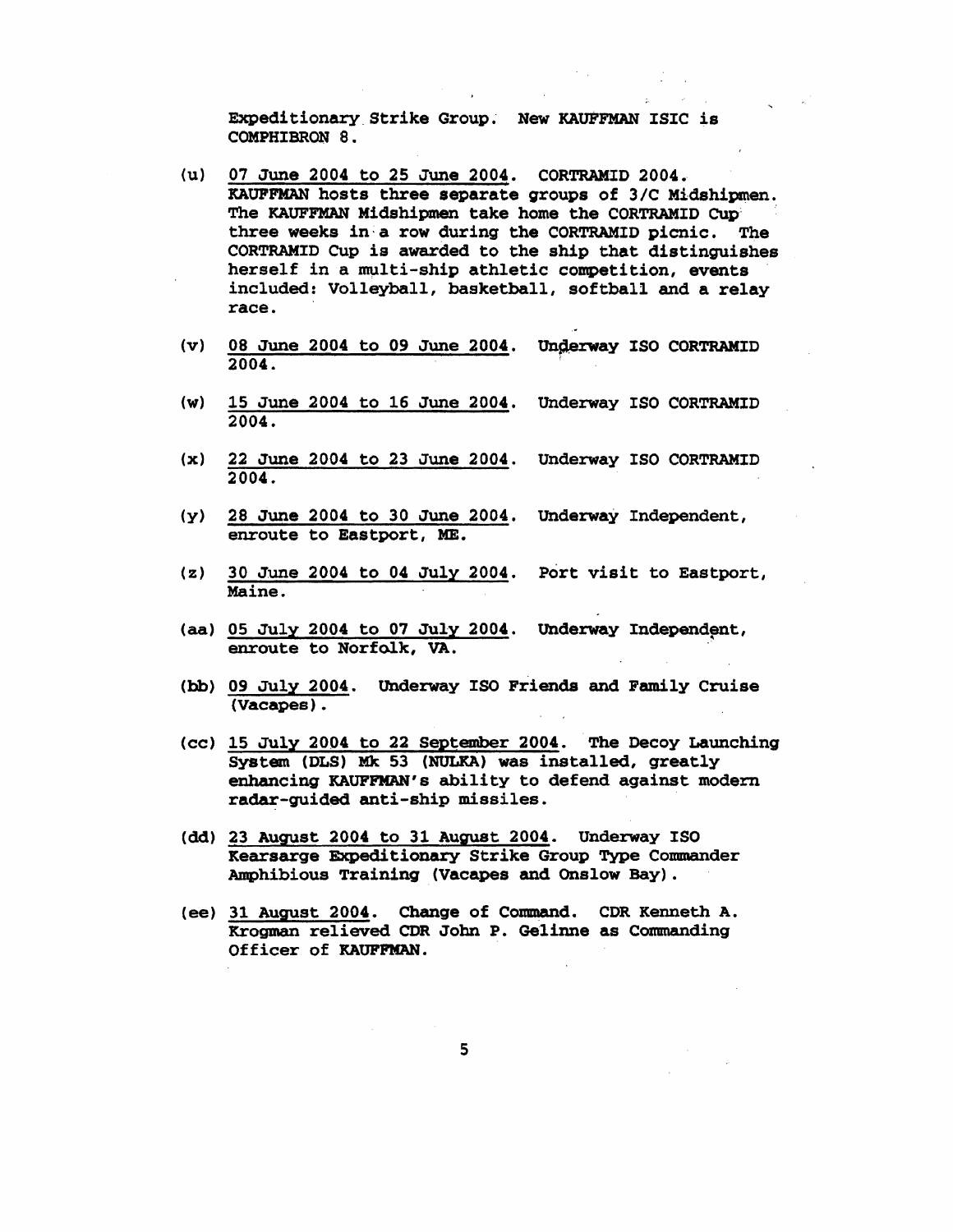Expeditionary Strike Group. New KAUFFMAN ISIC is COMPHIBRON 8.

(u) 07 June 2004 to 25 June 2004. CORTRAMID 2004. KAUFFMAN hosts three separate groups of 3/C Midshipmen. The KAUFFMAN Midshipmen take home the CORTRAMID Cup three weeks in a row during the CORTRAMID picnic. The CORTRAMID Cup is awarded to the ship that distinguishes herself in a multi-ship athletic competition, events included: Volleyball, basketball, softball and a relay race.

(v) 08 June 2004 to 09 June 2004. Underway ISO CORTRAMID 2004.

(w) 15 June 2004 to 16 June 2004. Underway ISO CORTRAMID 2004.

(x) 22 June 2004 to 23 June 2004. Underway ISO CORTRAMID 2004.

(y) 28 June 2004 to 30 June 2004. Underway Independent, enroute to Eastport, ME.

(z) 30 June 2004 to 04 July 2004. Port visit to Eastport, Maine.

(aa) 05 July 2004 to 07 July 2004. Underway Independent, enroute to Norfolk, VA.

(bb) 09 July 2004. Underway ISO Friends and Family Cruise (Vacapes).

(cc) 15 July 2004 to 22 September 2004. The Decoy Launching System (DLS) Mk 53 (NULKA) was installed, greatly enhancing KAUFFMAN's ability to defend against modern radar-guided anti-ship missiles.

(dd) 23 August 2004 to 31 August 2004. Underway ISO Kearsarge Expeditionary Strike Group Type Commander Amphibious Training (Vacapes and Onslow Bay).

(ee) 31 August 2004. Change of Command. CDR Kenneth A. Krogman relieved CDR John P. Gelinne as Commanding Officer of KAUFFMAN.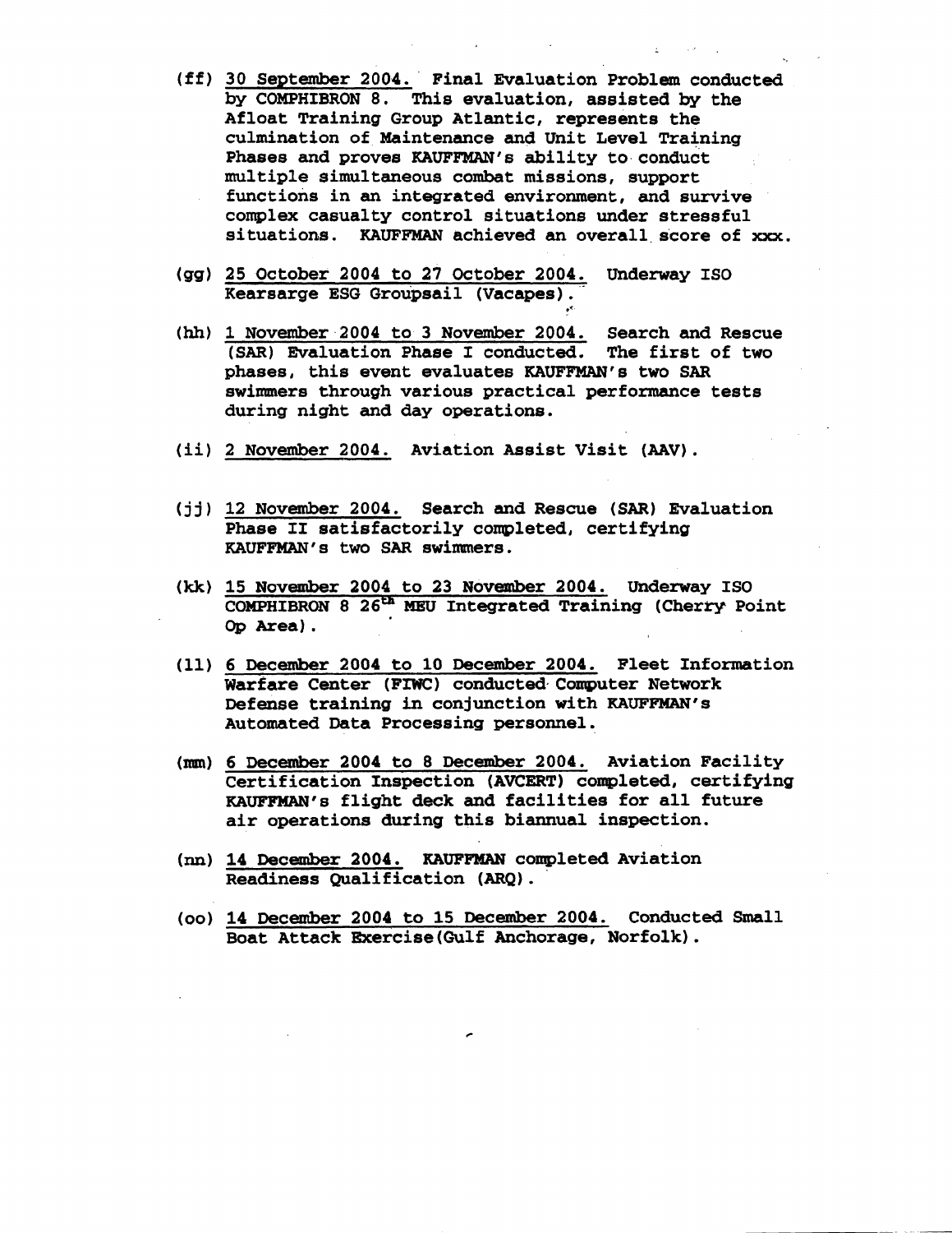(ff) 30 September 2004. Final Evaluation Problem conducted by COMPHIBRON 8. This evaluation, assisted by the Afloat Training Group Atlantic, represents the culmination of Maintenance and Unit Level Training Phases and proves KAUFFMAN's ability to conduct multiple simultaneous combat missions, support functions in an integrated environment, and survive complex casualty control situations under stressful situations. KAUFFMAN achieved an overall score of xxx.

(gg) 25 October 2004 to 27 October 2004. Underway ISO Kearsarge ESG Groupsail (Vacapes).

(hh) 1 November 2004 to 3 November 2004. Search and Rescue (SAR) Evaluation Phase I conducted. The first of two phases, this event evaluates KAUFFMAN's two SAR swimmers through various practical performance tests during night and day operations.

(ii) 2 November 2004. Aviation Assist Visit (AAV).

(jj) 12 November 2004. Search and Rescue (SAR) Evaluation Phase II satisfactorily completed, certifying KAUFFMAN's two SAR swimmers.

(kk) 15 November 2004 to 23 November 2004. Underway ISO COMPHIBRON 8 26th MEU Integrated Training (Cherry Point Op Area).

(ll) 6 December 2004 to 10 December 2004. Fleet Information Warfare Center (FIWC) conducted Computer Network Defense training in conjunction with KAUFFMAN's Automated Data Processing personnel.

(mm) 6 December 2004 to 8 December 2004. Aviation Facility Certification Inspection (AVCERT) completed, certifying KAUFFMAN's flight deck and facilities for all future air operations during this biannual inspection.

(nn) 14 December 2004. KAUFFMAN completed Aviation Readiness Qualification (ARQ).

(oo) 14 December 2004 to 15 December 2004. Conducted Small Boat Attack Exercise(Gulf Anchorage, Norfolk).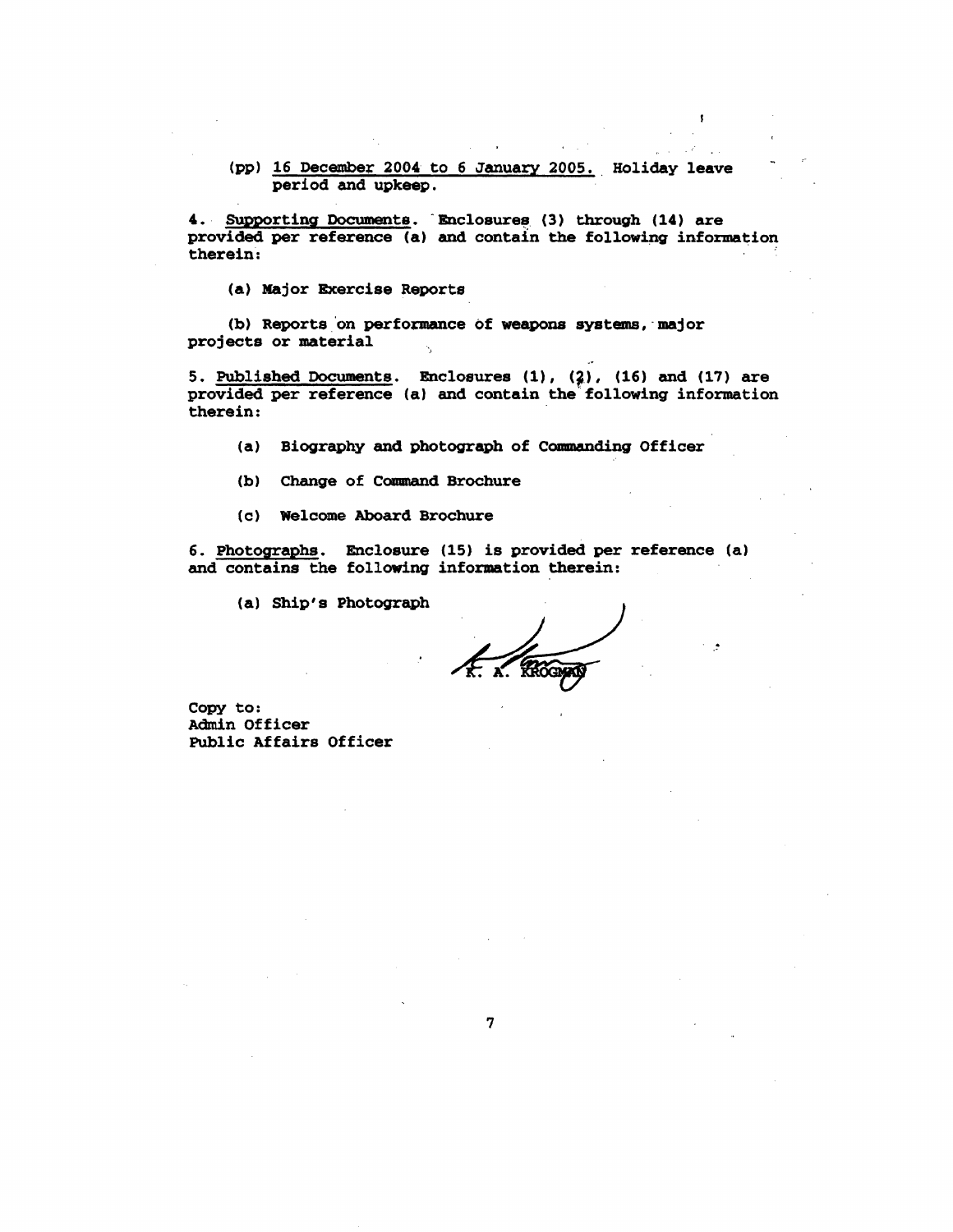(pp) <u>16 December 2004 to 6 January 2005.</u> Holiday leave period and upkeep.

4. <u>Supporting Documents</u>. Enclosures (3) through (14) are provided per reference (a) and contain the following information therein:

(a) Major Exercise Reports

(b) Reports on performance of weapons systems, major projects or material

5. <u>Published Documents</u>. Enclosures (1), (2), (16) and (17) are provided per reference (a) and contain the following information therein:

(a) Biography and photograph of Commanding Officer

(b) Change of Command Brochure

(c) Welcome Aboard Brochure

6. <u>Photographs</u>. Enclosure (15) is provided per reference (a) and contains the following information therein:

(a) Ship's Photograph

K. A. KROGMAN

Copy to:
Admin Officer
Public Affairs Officer